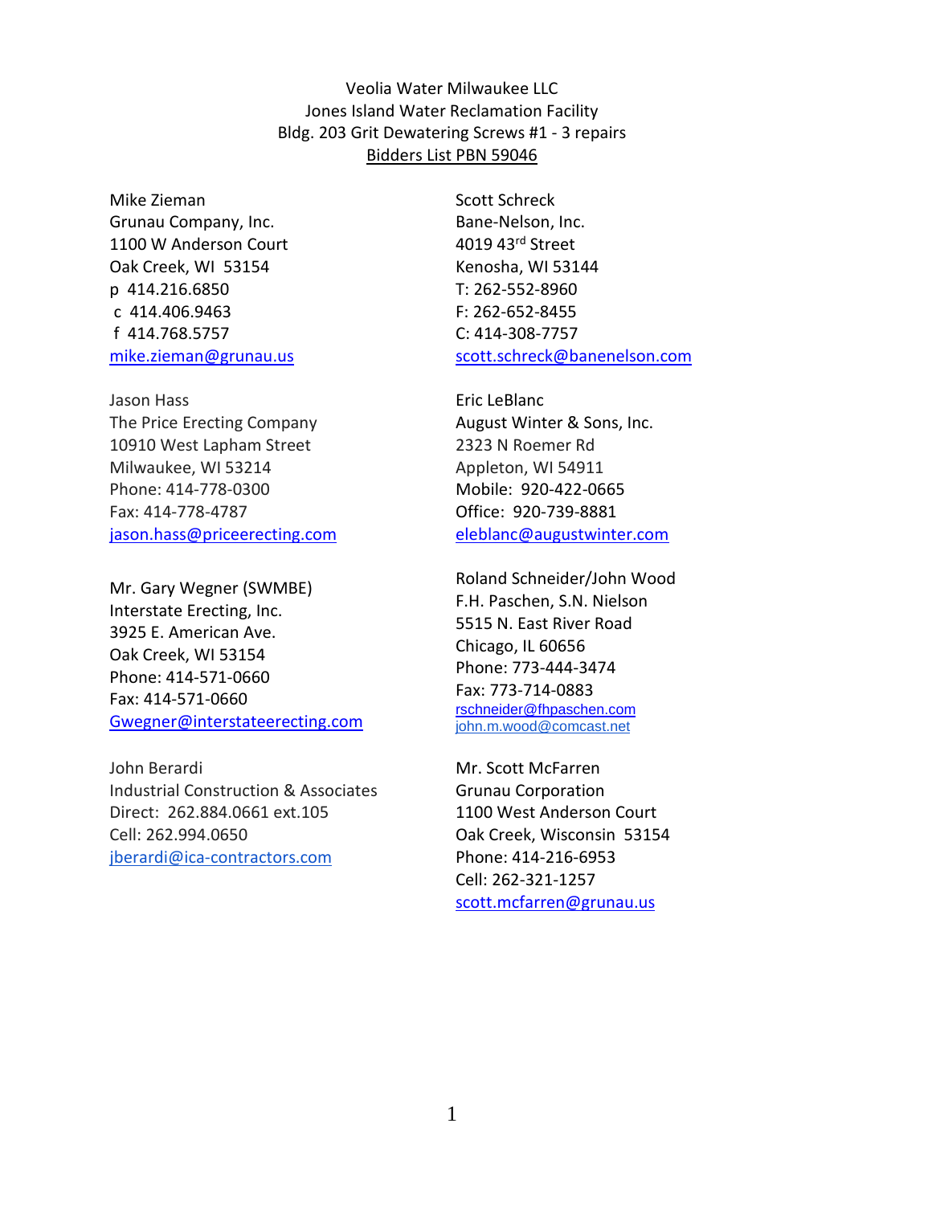Veolia Water Milwaukee LLC
Jones Island Water Reclamation Facility
Bldg. 203 Grit Dewatering Screws #1 - 3 repairs
Bidders List PBN 59046

Mike Zieman
Grunau Company, Inc.
1100 W Anderson Court
Oak Creek, WI 53154
p 414.216.6850
c 414.406.9463
f 414.768.5757
mike.zieman@grunau.us

Jason Hass
The Price Erecting Company
10910 West Lapham Street
Milwaukee, WI 53214
Phone: 414-778-0300
Fax: 414-778-4787
jason.hass@priceerecting.com

Mr. Gary Wegner (SWMBE)
Interstate Erecting, Inc.
3925 E. American Ave.
Oak Creek, WI 53154
Phone: 414-571-0660
Fax: 414-571-0660
Gwegner@interstateerecting.com

John Berardi
Industrial Construction & Associates
Direct: 262.884.0661 ext.105
Cell: 262.994.0650
jberardi@ica-contractors.com

Scott Schreck
Bane-Nelson, Inc.
4019 43rd Street
Kenosha, WI 53144
T: 262-552-8960
F: 262-652-8455
C: 414-308-7757
scott.schreck@banenelson.com

Eric LeBlanc
August Winter & Sons, Inc.
2323 N Roemer Rd
Appleton, WI 54911
Mobile: 920-422-0665
Office: 920-739-8881
eleblanc@augustwinter.com

Roland Schneider/John Wood
F.H. Paschen, S.N. Nielson
5515 N. East River Road
Chicago, IL 60656
Phone: 773-444-3474
Fax: 773-714-0883
rschneider@fhpaschen.com
john.m.wood@comcast.net

Mr. Scott McFarren
Grunau Corporation
1100 West Anderson Court
Oak Creek, Wisconsin 53154
Phone: 414-216-6953
Cell: 262-321-1257
scott.mcfarren@grunau.us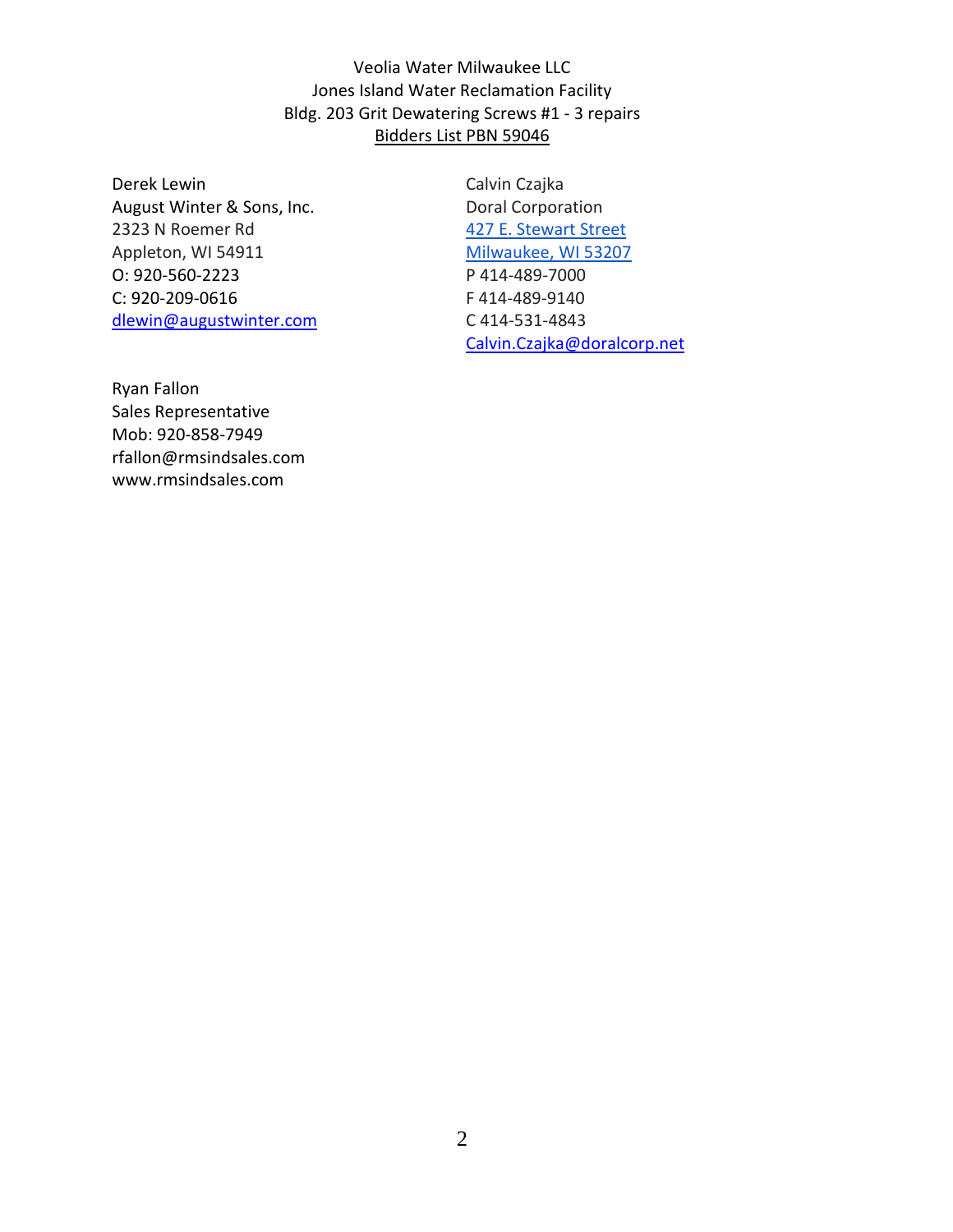Veolia Water Milwaukee LLC
Jones Island Water Reclamation Facility
Bldg. 203 Grit Dewatering Screws #1 - 3 repairs
Bidders List PBN 59046

Derek Lewin
August Winter & Sons, Inc.
2323 N Roemer Rd
Appleton, WI 54911
O: 920-560-2223
C: 920-209-0616
dlewin@augustwinter.com

Calvin Czajka
Doral Corporation
427 E. Stewart Street
Milwaukee, WI 53207
P 414-489-7000
F 414-489-9140
C 414-531-4843
Calvin.Czajka@doralcorp.net

Ryan Fallon
Sales Representative
Mob: 920-858-7949
rfallon@rmsindsales.com
www.rmsindsales.com